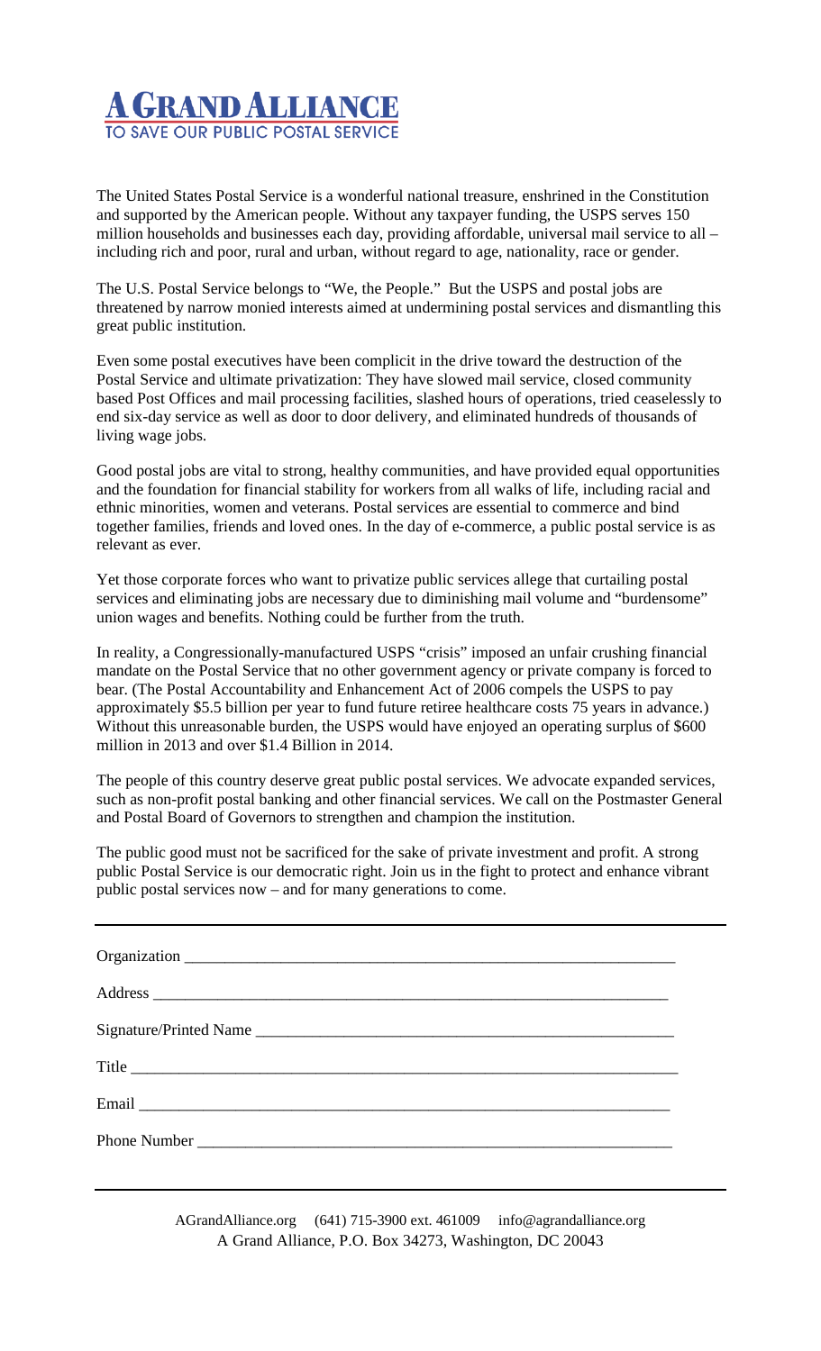# A GRAND ALLIANCE
TO SAVE OUR PUBLIC POSTAL SERVICE

The United States Postal Service is a wonderful national treasure, enshrined in the Constitution and supported by the American people. Without any taxpayer funding, the USPS serves 150 million households and businesses each day, providing affordable, universal mail service to all – including rich and poor, rural and urban, without regard to age, nationality, race or gender.

The U.S. Postal Service belongs to "We, the People." But the USPS and postal jobs are threatened by narrow monied interests aimed at undermining postal services and dismantling this great public institution.

Even some postal executives have been complicit in the drive toward the destruction of the Postal Service and ultimate privatization: They have slowed mail service, closed community based Post Offices and mail processing facilities, slashed hours of operations, tried ceaselessly to end six-day service as well as door to door delivery, and eliminated hundreds of thousands of living wage jobs.

Good postal jobs are vital to strong, healthy communities, and have provided equal opportunities and the foundation for financial stability for workers from all walks of life, including racial and ethnic minorities, women and veterans. Postal services are essential to commerce and bind together families, friends and loved ones. In the day of e-commerce, a public postal service is as relevant as ever.

Yet those corporate forces who want to privatize public services allege that curtailing postal services and eliminating jobs are necessary due to diminishing mail volume and "burdensome" union wages and benefits. Nothing could be further from the truth.

In reality, a Congressionally-manufactured USPS "crisis" imposed an unfair crushing financial mandate on the Postal Service that no other government agency or private company is forced to bear. (The Postal Accountability and Enhancement Act of 2006 compels the USPS to pay approximately $5.5 billion per year to fund future retiree healthcare costs 75 years in advance.) Without this unreasonable burden, the USPS would have enjoyed an operating surplus of $600 million in 2013 and over $1.4 Billion in 2014.

The people of this country deserve great public postal services. We advocate expanded services, such as non-profit postal banking and other financial services. We call on the Postmaster General and Postal Board of Governors to strengthen and champion the institution.

The public good must not be sacrificed for the sake of private investment and profit. A strong public Postal Service is our democratic right. Join us in the fight to protect and enhance vibrant public postal services now – and for many generations to come.

---

Organization ______________________________________________________________

Address ______________________________________________________________

Signature/Printed Name ______________________________________________________________

Title ______________________________________________________________

Email ______________________________________________________________

Phone Number ______________________________________________________________

---

AGrandAlliance.org (641) 715-3900 ext. 461009 info@agrandalliance.org
A Grand Alliance, P.O. Box 34273, Washington, DC 20043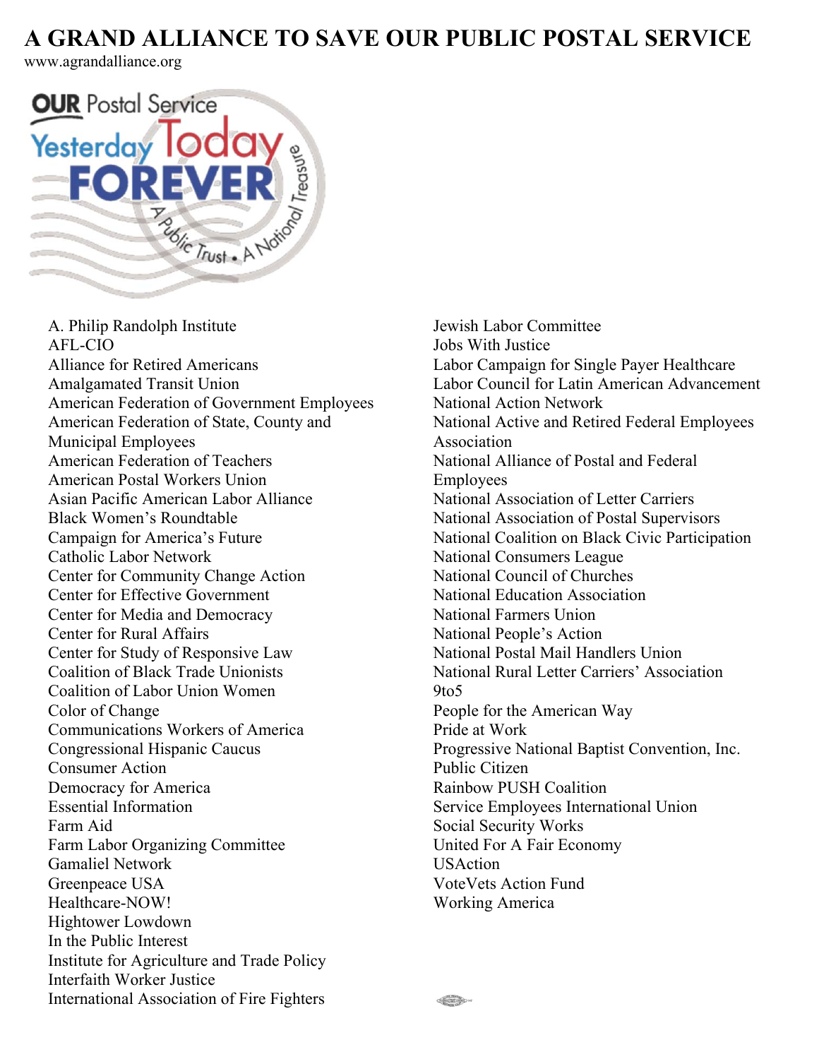# A GRAND ALLIANCE TO SAVE OUR PUBLIC POSTAL SERVICE

www.agrandalliance.org

OUR Postal Service
Yesterday Today
FOREVER
A Public Trust • A National Treasure

A. Philip Randolph Institute
AFL-CIO
Alliance for Retired Americans
Amalgamated Transit Union
American Federation of Government Employees
American Federation of State, County and Municipal Employees
American Federation of Teachers
American Postal Workers Union
Asian Pacific American Labor Alliance
Black Women's Roundtable
Campaign for America's Future
Catholic Labor Network
Center for Community Change Action
Center for Effective Government
Center for Media and Democracy
Center for Rural Affairs
Center for Study of Responsive Law
Coalition of Black Trade Unionists
Coalition of Labor Union Women
Color of Change
Communications Workers of America
Congressional Hispanic Caucus
Consumer Action
Democracy for America
Essential Information
Farm Aid
Farm Labor Organizing Committee
Gamaliel Network
Greenpeace USA
Healthcare-NOW!
Hightower Lowdown
In the Public Interest
Institute for Agriculture and Trade Policy
Interfaith Worker Justice
International Association of Fire Fighters
Jewish Labor Committee
Jobs With Justice
Labor Campaign for Single Payer Healthcare
Labor Council for Latin American Advancement
National Action Network
National Active and Retired Federal Employees Association
National Alliance of Postal and Federal Employees
National Association of Letter Carriers
National Association of Postal Supervisors
National Coalition on Black Civic Participation
National Consumers League
National Council of Churches
National Education Association
National Farmers Union
National People's Action
National Postal Mail Handlers Union
National Rural Letter Carriers' Association
9to5
People for the American Way
Pride at Work
Progressive National Baptist Convention, Inc.
Public Citizen
Rainbow PUSH Coalition
Service Employees International Union
Social Security Works
United For A Fair Economy
USAction
VoteVets Action Fund
Working America